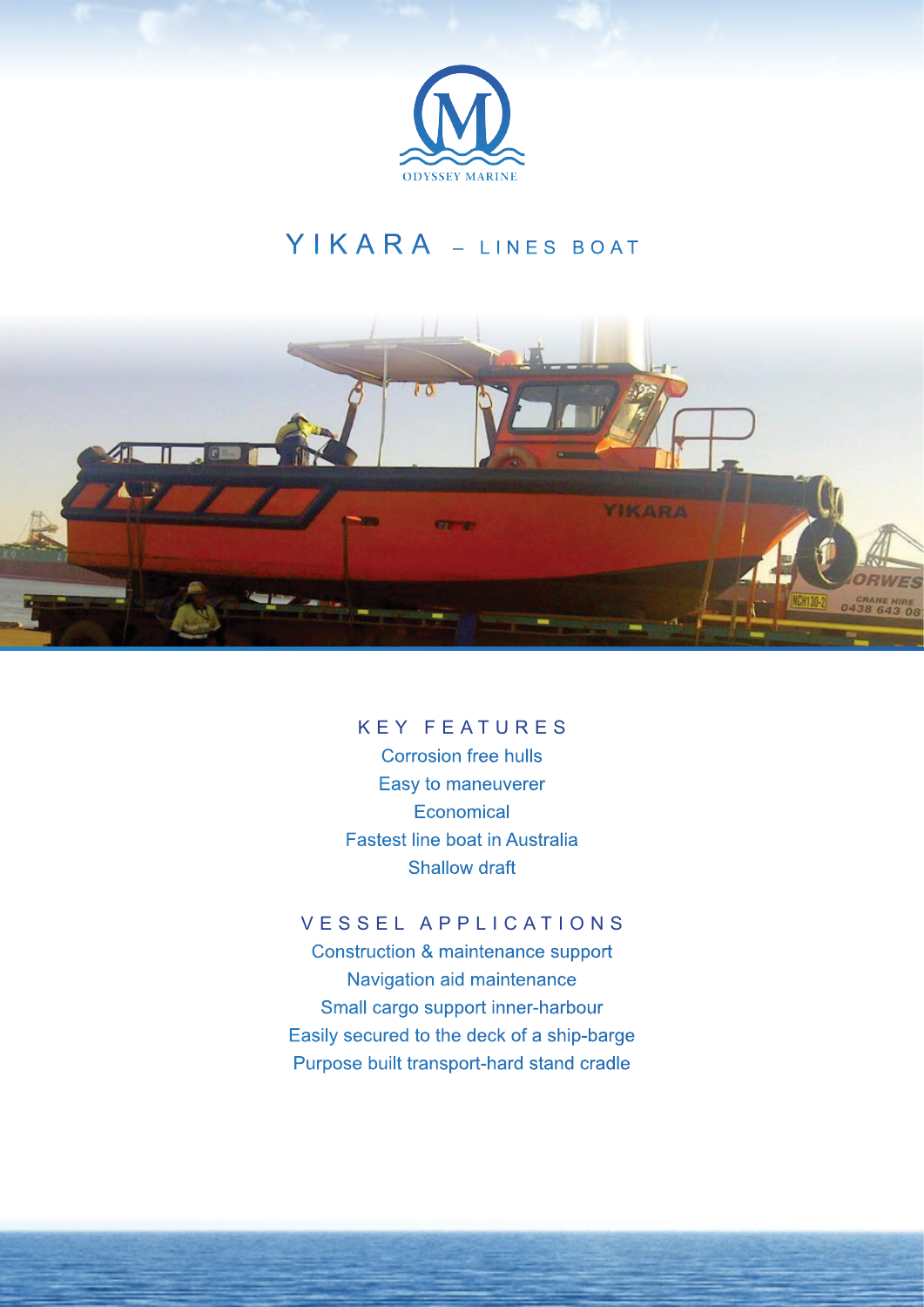ODYSSEY MARINE

# YIKARA – LINES BOAT

## KEY FEATURES

Corrosion free hulls
Easy to maneuverer
Economical
Fastest line boat in Australia
Shallow draft

## VESSEL APPLICATIONS

Construction & maintenance support
Navigation aid maintenance
Small cargo support inner-harbour
Easily secured to the deck of a ship-barge
Purpose built transport-hard stand cradle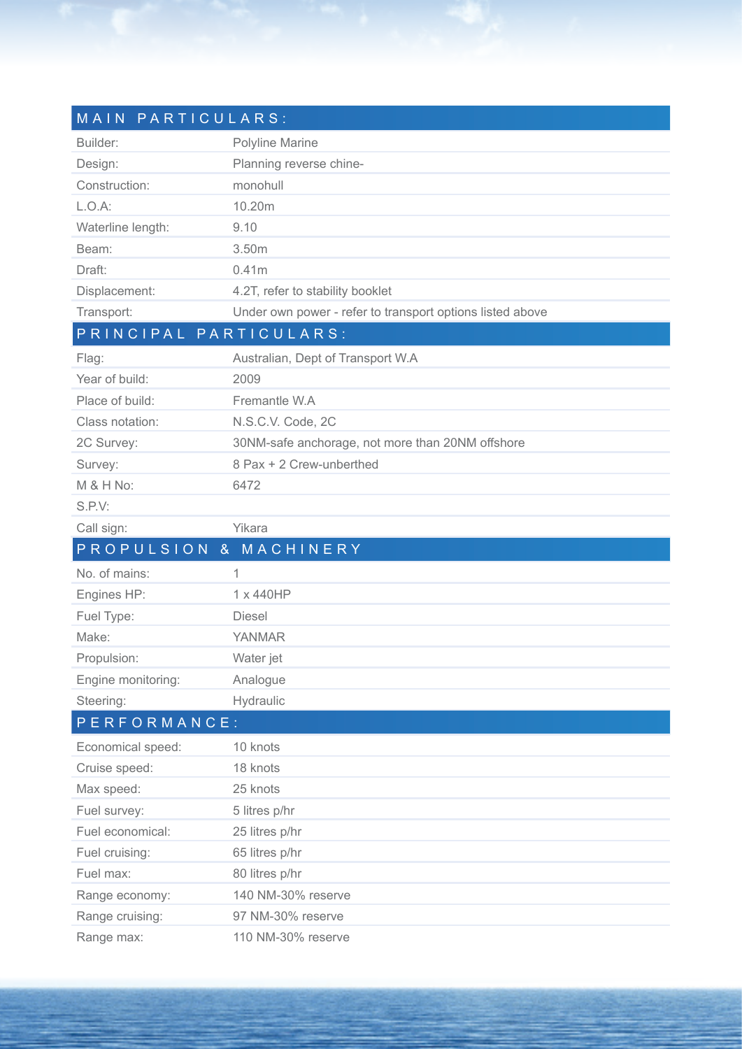## MAIN PARTICULARS:

| | |
|---|---|
| Builder: | Polyline Marine |
| Design: | Planning reverse chine- |
| Construction: | monohull |
| L.O.A: | 10.20m |
| Waterline length: | 9.10 |
| Beam: | 3.50m |
| Draft: | 0.41m |
| Displacement: | 4.2T, refer to stability booklet |
| Transport: | Under own power - refer to transport options listed above |

## PRINCIPAL PARTICULARS:

| | |
|---|---|
| Flag: | Australian, Dept of Transport W.A |
| Year of build: | 2009 |
| Place of build: | Fremantle W.A |
| Class notation: | N.S.C.V. Code, 2C |
| 2C Survey: | 30NM-safe anchorage, not more than 20NM offshore |
| Survey: | 8 Pax + 2 Crew-unberthed |
| M & H No: | 6472 |
| S.P.V: | |
| Call sign: | Yikara |

## PROPULSION & MACHINERY

| | |
|---|---|
| No. of mains: | 1 |
| Engines HP: | 1 x 440HP |
| Fuel Type: | Diesel |
| Make: | YANMAR |
| Propulsion: | Water jet |
| Engine monitoring: | Analogue |
| Steering: | Hydraulic |

## PERFORMANCE:

| | |
|---|---|
| Economical speed: | 10 knots |
| Cruise speed: | 18 knots |
| Max speed: | 25 knots |
| Fuel survey: | 5 litres p/hr |
| Fuel economical: | 25 litres p/hr |
| Fuel cruising: | 65 litres p/hr |
| Fuel max: | 80 litres p/hr |
| Range economy: | 140 NM-30% reserve |
| Range cruising: | 97 NM-30% reserve |
| Range max: | 110 NM-30% reserve |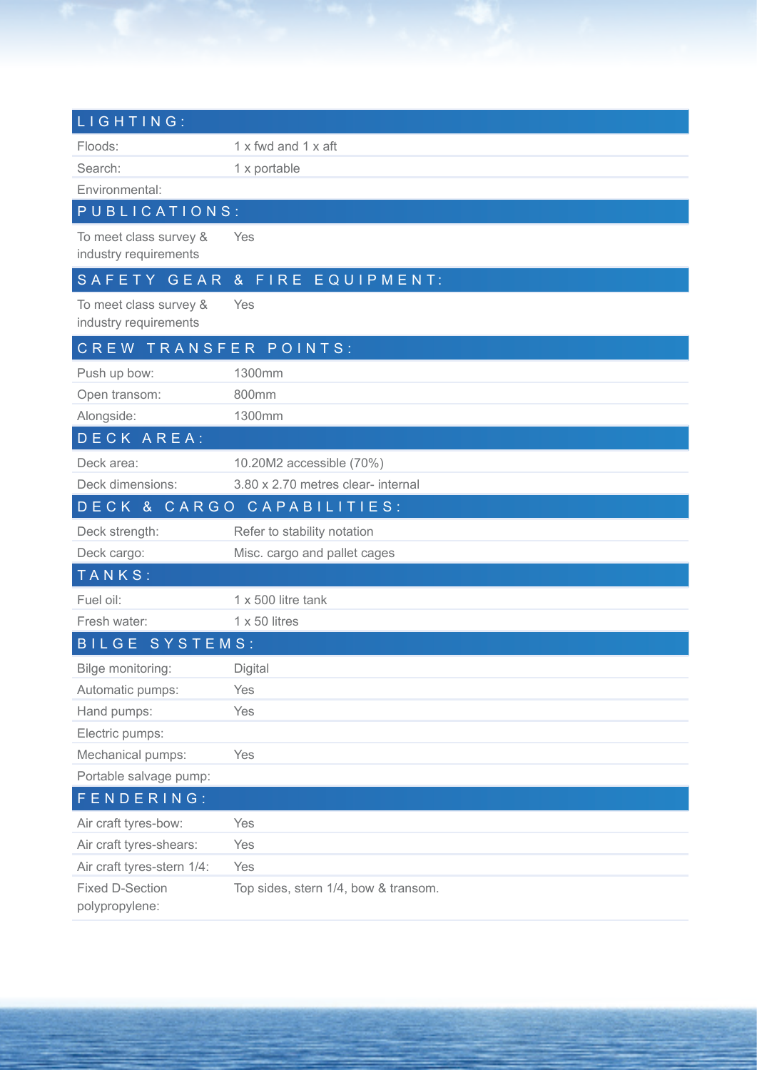## LIGHTING:

| | |
|---|---|
| Floods: | 1 x fwd and 1 x aft |
| Search: | 1 x portable |
| Environmental: | |

## PUBLICATIONS:

| | |
|---|---|
| To meet class survey & industry requirements | Yes |

## SAFETY GEAR & FIRE EQUIPMENT:

| | |
|---|---|
| To meet class survey & industry requirements | Yes |

## CREW TRANSFER POINTS:

| | |
|---|---|
| Push up bow: | 1300mm |
| Open transom: | 800mm |
| Alongside: | 1300mm |

## DECK AREA:

| | |
|---|---|
| Deck area: | 10.20M2 accessible (70%) |
| Deck dimensions: | 3.80 x 2.70 metres clear- internal |

## DECK & CARGO CAPABILITIES:

| | |
|---|---|
| Deck strength: | Refer to stability notation |
| Deck cargo: | Misc. cargo and pallet cages |

## TANKS:

| | |
|---|---|
| Fuel oil: | 1 x 500 litre tank |
| Fresh water: | 1 x 50 litres |

## BILGE SYSTEMS:

| | |
|---|---|
| Bilge monitoring: | Digital |
| Automatic pumps: | Yes |
| Hand pumps: | Yes |
| Electric pumps: | |
| Mechanical pumps: | Yes |
| Portable salvage pump: | |

## FENDERING:

| | |
|---|---|
| Air craft tyres-bow: | Yes |
| Air craft tyres-shears: | Yes |
| Air craft tyres-stern 1/4: | Yes |
| Fixed D-Section polypropylene: | Top sides, stern 1/4, bow & transom. |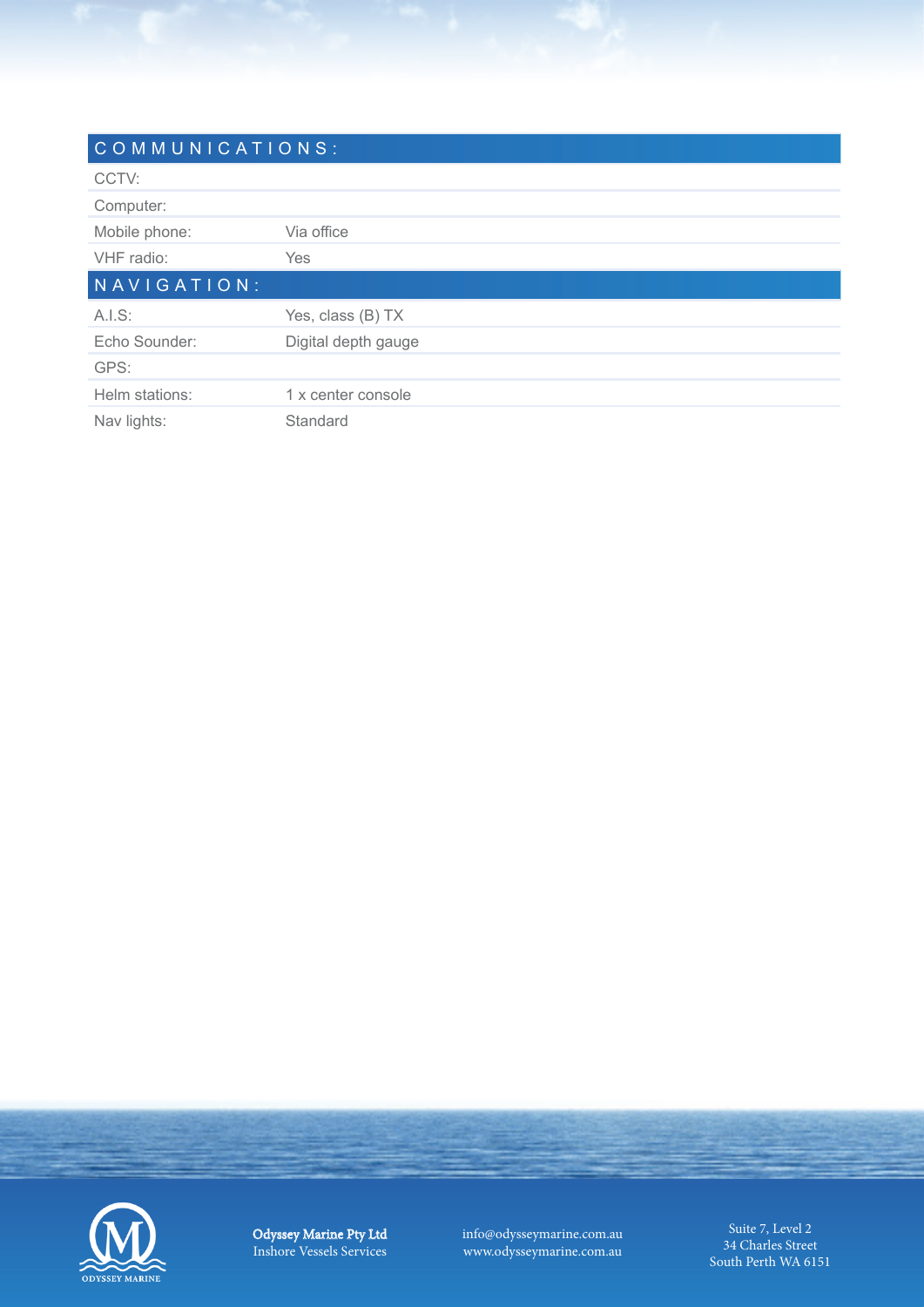## COMMUNICATIONS:

| | |
|---|---|
| CCTV: | |
| Computer: | |
| Mobile phone: | Via office |
| VHF radio: | Yes |

## NAVIGATION:

| | |
|---|---|
| A.I.S: | Yes, class (B) TX |
| Echo Sounder: | Digital depth gauge |
| GPS: | |
| Helm stations: | 1 x center console |
| Nav lights: | Standard |

Odyssey Marine Pty Ltd
Inshore Vessels Services

info@odysseymarine.com.au
www.odysseymarine.com.au

Suite 7, Level 2
34 Charles Street
South Perth WA 6151